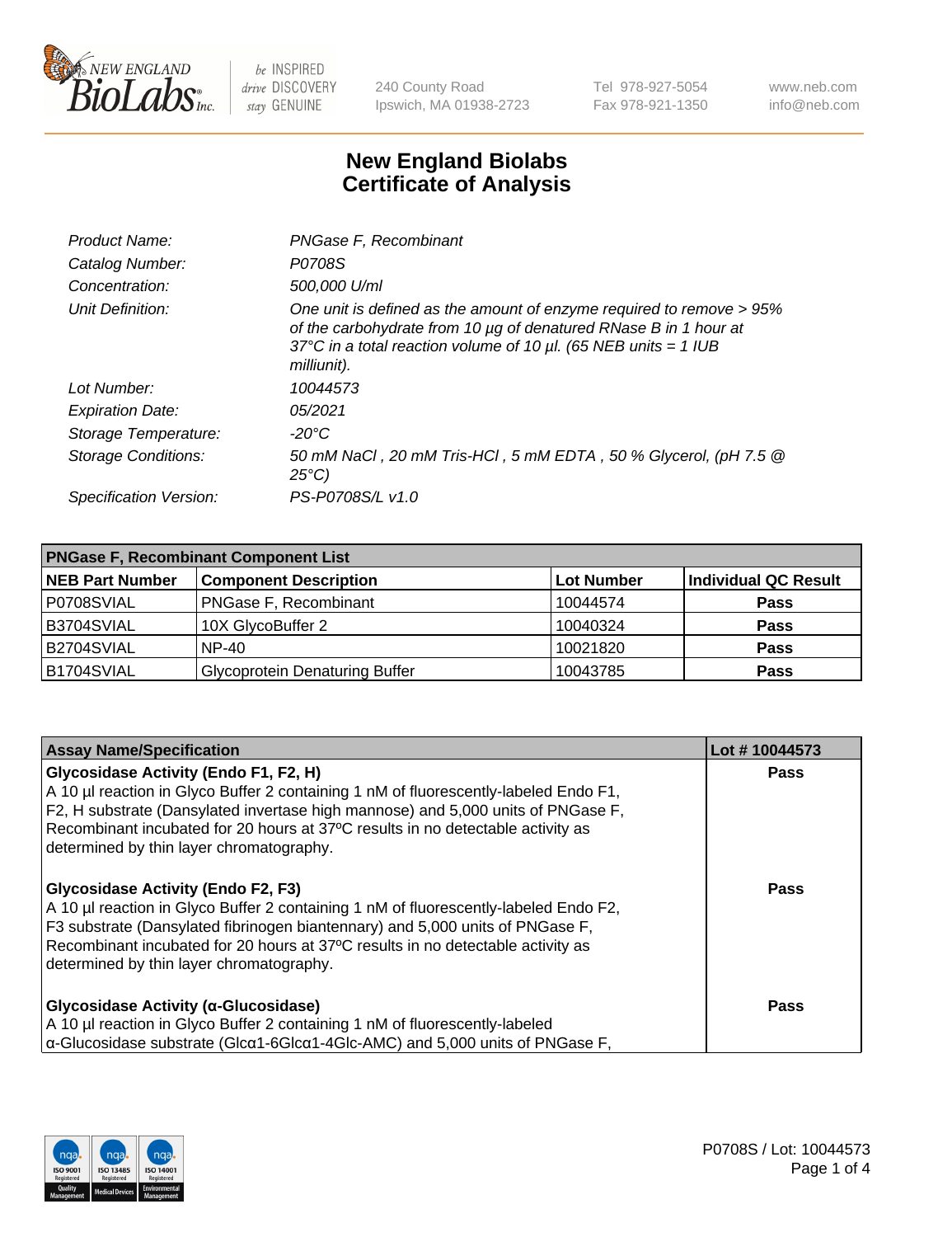# New England Biolabs
# Certificate of Analysis

| | |
|---|---|
| *Product Name:* | *PNGase F, Recombinant* |
| *Catalog Number:* | *P0708S* |
| *Concentration:* | *500,000 U/ml* |
| *Unit Definition:* | *One unit is defined as the amount of enzyme required to remove > 95% of the carbohydrate from 10 µg of denatured RNase B in 1 hour at 37°C in a total reaction volume of 10 µl. (65 NEB units = 1 IUB milliunit).* |
| *Lot Number:* | *10044573* |
| *Expiration Date:* | *05/2021* |
| *Storage Temperature:* | *-20°C* |
| *Storage Conditions:* | *50 mM NaCl , 20 mM Tris-HCl , 5 mM EDTA , 50 % Glycerol, (pH 7.5 @ 25°C)* |
| *Specification Version:* | *PS-P0708S/L v1.0* |

| **PNGase F, Recombinant Component List** | | | |
|---|---|---|---|
| **NEB Part Number** | **Component Description** | **Lot Number** | **Individual QC Result** |
| P0708SVIAL | PNGase F, Recombinant | 10044574 | **Pass** |
| B3704SVIAL | 10X GlycoBuffer 2 | 10040324 | **Pass** |
| B2704SVIAL | NP-40 | 10021820 | **Pass** |
| B1704SVIAL | Glycoprotein Denaturing Buffer | 10043785 | **Pass** |

| **Assay Name/Specification** | **Lot # 10044573** |
|---|---|
| **Glycosidase Activity (Endo F1, F2, H)** A 10 µl reaction in Glyco Buffer 2 containing 1 nM of fluorescently-labeled Endo F1, F2, H substrate (Dansylated invertase high mannose) and 5,000 units of PNGase F, Recombinant incubated for 20 hours at 37ºC results in no detectable activity as determined by thin layer chromatography. | **Pass** |
| **Glycosidase Activity (Endo F2, F3)** A 10 µl reaction in Glyco Buffer 2 containing 1 nM of fluorescently-labeled Endo F2, F3 substrate (Dansylated fibrinogen biantennary) and 5,000 units of PNGase F, Recombinant incubated for 20 hours at 37ºC results in no detectable activity as determined by thin layer chromatography. | **Pass** |
| **Glycosidase Activity (α-Glucosidase)** A 10 µl reaction in Glyco Buffer 2 containing 1 nM of fluorescently-labeled α-Glucosidase substrate (Glcα1-6Glcα1-4Glc-AMC) and 5,000 units of PNGase F, | **Pass** |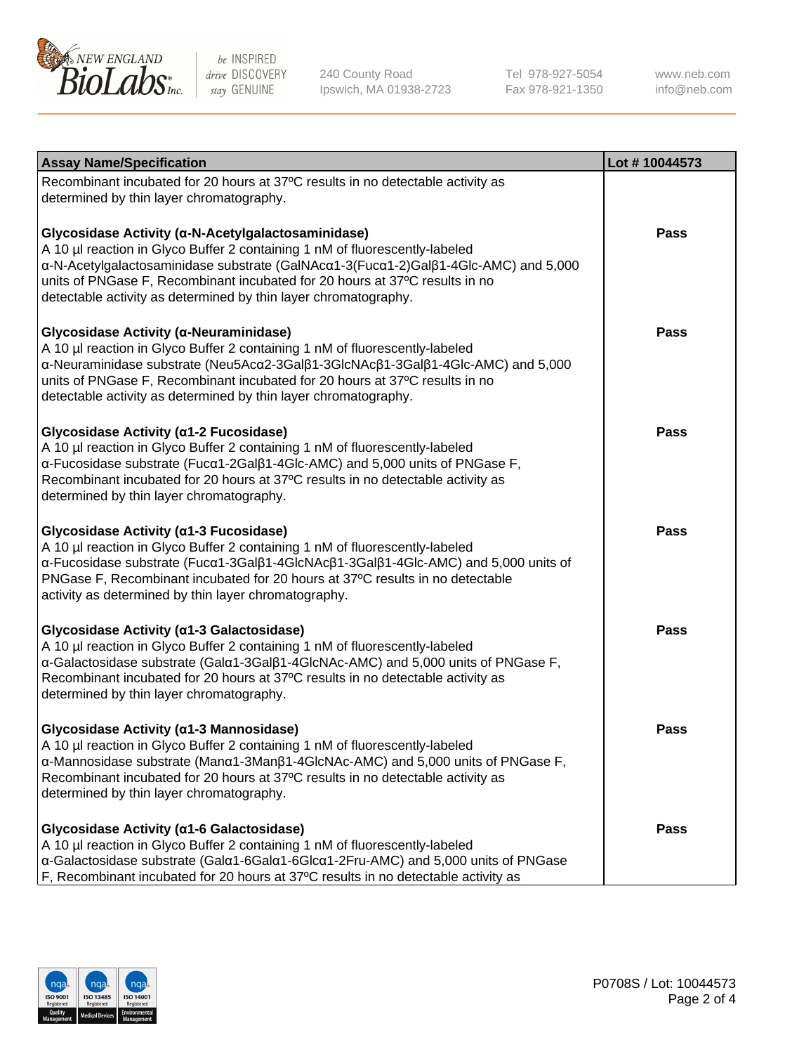| Assay Name/Specification | Lot # 10044573 |
|---|---|
| Recombinant incubated for 20 hours at 37ºC results in no detectable activity as determined by thin layer chromatography. | |
| **Glycosidase Activity (α-N-Acetylgalactosaminidase)**<br>A 10 µl reaction in Glyco Buffer 2 containing 1 nM of fluorescently-labeled α-N-Acetylgalactosaminidase substrate (GalNAcα1-3(Fucα1-2)Galβ1-4Glc-AMC) and 5,000 units of PNGase F, Recombinant incubated for 20 hours at 37ºC results in no detectable activity as determined by thin layer chromatography. | **Pass** |
| **Glycosidase Activity (α-Neuraminidase)**<br>A 10 µl reaction in Glyco Buffer 2 containing 1 nM of fluorescently-labeled α-Neuraminidase substrate (Neu5Acα2-3Galβ1-3GlcNAcβ1-3Galβ1-4Glc-AMC) and 5,000 units of PNGase F, Recombinant incubated for 20 hours at 37ºC results in no detectable activity as determined by thin layer chromatography. | **Pass** |
| **Glycosidase Activity (α1-2 Fucosidase)**<br>A 10 µl reaction in Glyco Buffer 2 containing 1 nM of fluorescently-labeled α-Fucosidase substrate (Fucα1-2Galβ1-4Glc-AMC) and 5,000 units of PNGase F, Recombinant incubated for 20 hours at 37ºC results in no detectable activity as determined by thin layer chromatography. | **Pass** |
| **Glycosidase Activity (α1-3 Fucosidase)**<br>A 10 µl reaction in Glyco Buffer 2 containing 1 nM of fluorescently-labeled α-Fucosidase substrate (Fucα1-3Galβ1-4GlcNAcβ1-3Galβ1-4Glc-AMC) and 5,000 units of PNGase F, Recombinant incubated for 20 hours at 37ºC results in no detectable activity as determined by thin layer chromatography. | **Pass** |
| **Glycosidase Activity (α1-3 Galactosidase)**<br>A 10 µl reaction in Glyco Buffer 2 containing 1 nM of fluorescently-labeled α-Galactosidase substrate (Galα1-3Galβ1-4GlcNAc-AMC) and 5,000 units of PNGase F, Recombinant incubated for 20 hours at 37ºC results in no detectable activity as determined by thin layer chromatography. | **Pass** |
| **Glycosidase Activity (α1-3 Mannosidase)**<br>A 10 µl reaction in Glyco Buffer 2 containing 1 nM of fluorescently-labeled α-Mannosidase substrate (Manα1-3Manβ1-4GlcNAc-AMC) and 5,000 units of PNGase F, Recombinant incubated for 20 hours at 37ºC results in no detectable activity as determined by thin layer chromatography. | **Pass** |
| **Glycosidase Activity (α1-6 Galactosidase)**<br>A 10 µl reaction in Glyco Buffer 2 containing 1 nM of fluorescently-labeled α-Galactosidase substrate (Galα1-6Galα1-6Glcα1-2Fru-AMC) and 5,000 units of PNGase F, Recombinant incubated for 20 hours at 37ºC results in no detectable activity as | **Pass** |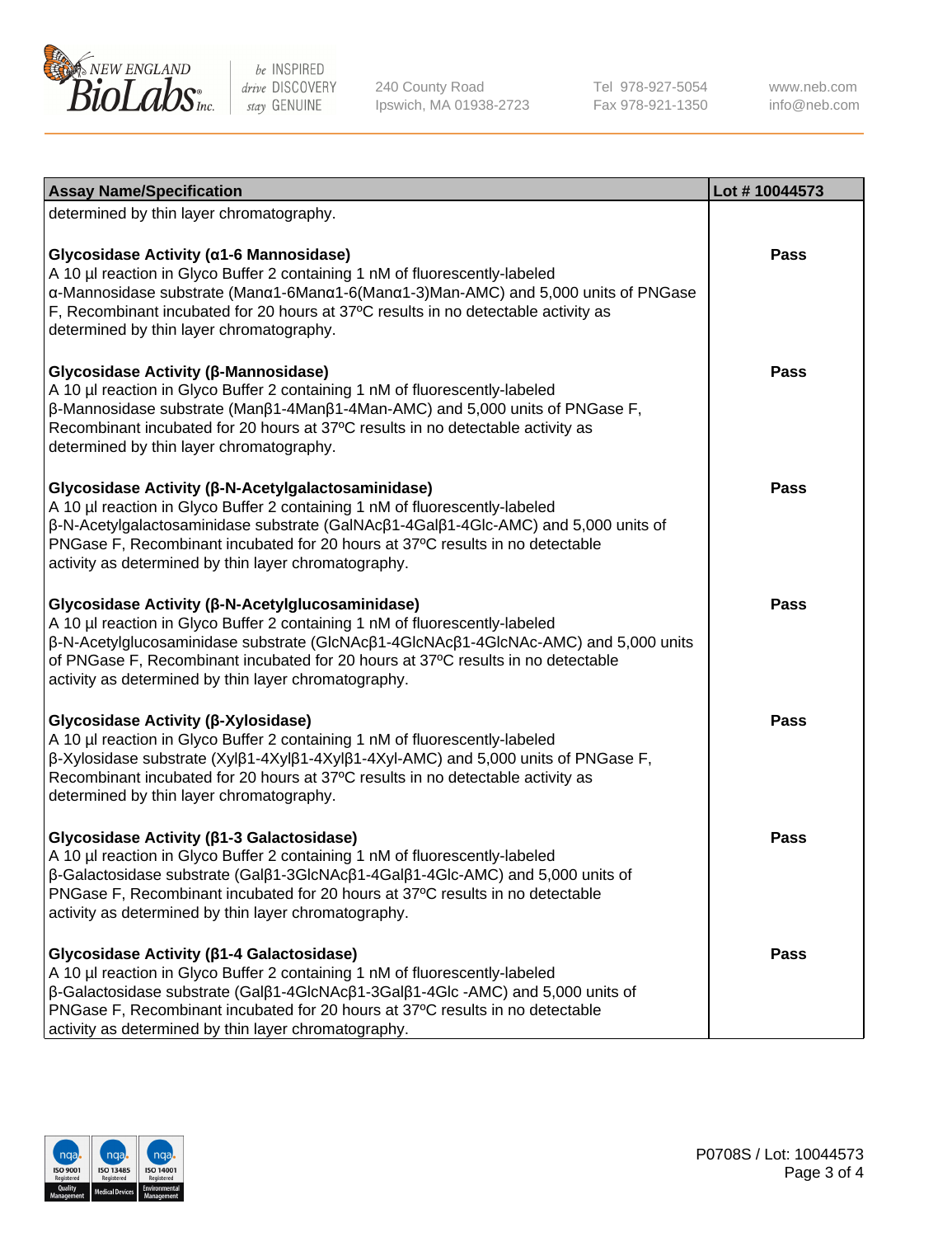| Assay Name/Specification | Lot # 10044573 |
| --- | --- |
| determined by thin layer chromatography. | |
| **Glycosidase Activity (α1-6 Mannosidase)**<br>A 10 µl reaction in Glyco Buffer 2 containing 1 nM of fluorescently-labeled α-Mannosidase substrate (Manα1-6Manα1-6(Manα1-3)Man-AMC) and 5,000 units of PNGase F, Recombinant incubated for 20 hours at 37ºC results in no detectable activity as determined by thin layer chromatography. | Pass |
| **Glycosidase Activity (β-Mannosidase)**<br>A 10 µl reaction in Glyco Buffer 2 containing 1 nM of fluorescently-labeled β-Mannosidase substrate (Manβ1-4Manβ1-4Man-AMC) and 5,000 units of PNGase F, Recombinant incubated for 20 hours at 37ºC results in no detectable activity as determined by thin layer chromatography. | Pass |
| **Glycosidase Activity (β-N-Acetylgalactosaminidase)**<br>A 10 µl reaction in Glyco Buffer 2 containing 1 nM of fluorescently-labeled β-N-Acetylgalactosaminidase substrate (GalNAcβ1-4Galβ1-4Glc-AMC) and 5,000 units of PNGase F, Recombinant incubated for 20 hours at 37ºC results in no detectable activity as determined by thin layer chromatography. | Pass |
| **Glycosidase Activity (β-N-Acetylglucosaminidase)**<br>A 10 µl reaction in Glyco Buffer 2 containing 1 nM of fluorescently-labeled β-N-Acetylglucosaminidase substrate (GlcNAcβ1-4GlcNAcβ1-4GlcNAc-AMC) and 5,000 units of PNGase F, Recombinant incubated for 20 hours at 37ºC results in no detectable activity as determined by thin layer chromatography. | Pass |
| **Glycosidase Activity (β-Xylosidase)**<br>A 10 µl reaction in Glyco Buffer 2 containing 1 nM of fluorescently-labeled β-Xylosidase substrate (Xylβ1-4Xylβ1-4Xylβ1-4Xyl-AMC) and 5,000 units of PNGase F, Recombinant incubated for 20 hours at 37ºC results in no detectable activity as determined by thin layer chromatography. | Pass |
| **Glycosidase Activity (β1-3 Galactosidase)**<br>A 10 µl reaction in Glyco Buffer 2 containing 1 nM of fluorescently-labeled β-Galactosidase substrate (Galβ1-3GlcNAcβ1-4Galβ1-4Glc-AMC) and 5,000 units of PNGase F, Recombinant incubated for 20 hours at 37ºC results in no detectable activity as determined by thin layer chromatography. | Pass |
| **Glycosidase Activity (β1-4 Galactosidase)**<br>A 10 µl reaction in Glyco Buffer 2 containing 1 nM of fluorescently-labeled β-Galactosidase substrate (Galβ1-4GlcNAcβ1-3Galβ1-4Glc -AMC) and 5,000 units of PNGase F, Recombinant incubated for 20 hours at 37ºC results in no detectable activity as determined by thin layer chromatography. | Pass |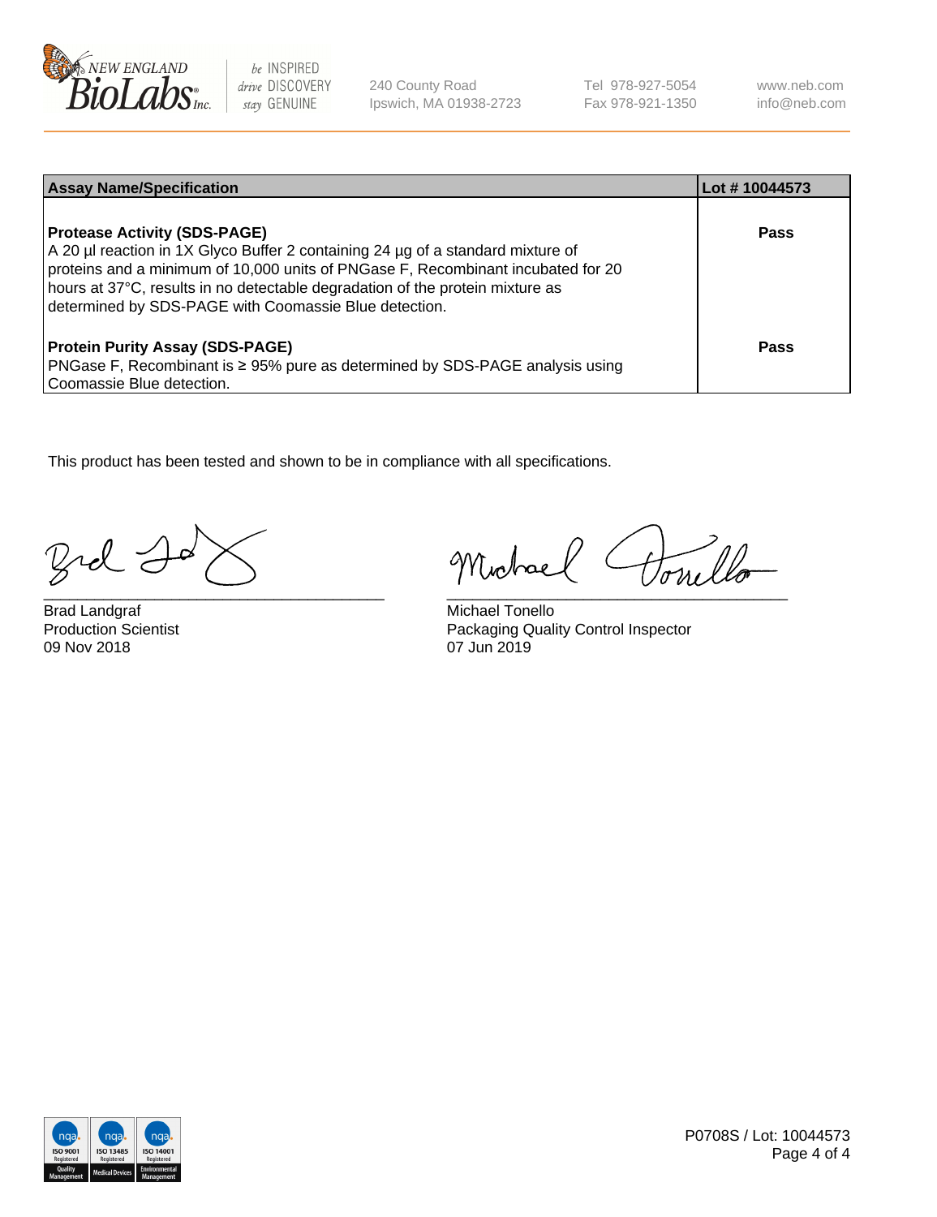| Assay Name/Specification | Lot # 10044573 |
|---|---|
| **Protease Activity (SDS-PAGE)**<br>A 20 µl reaction in 1X Glyco Buffer 2 containing 24 µg of a standard mixture of proteins and a minimum of 10,000 units of PNGase F, Recombinant incubated for 20 hours at 37°C, results in no detectable degradation of the protein mixture as determined by SDS-PAGE with Coomassie Blue detection. | **Pass** |
| **Protein Purity Assay (SDS-PAGE)**<br>PNGase F, Recombinant is ≥ 95% pure as determined by SDS-PAGE analysis using Coomassie Blue detection. | **Pass** |

This product has been tested and shown to be in compliance with all specifications.

Brad Landgraf
Production Scientist
09 Nov 2018

Michael Tonello
Packaging Quality Control Inspector
07 Jun 2019

P0708S / Lot: 10044573